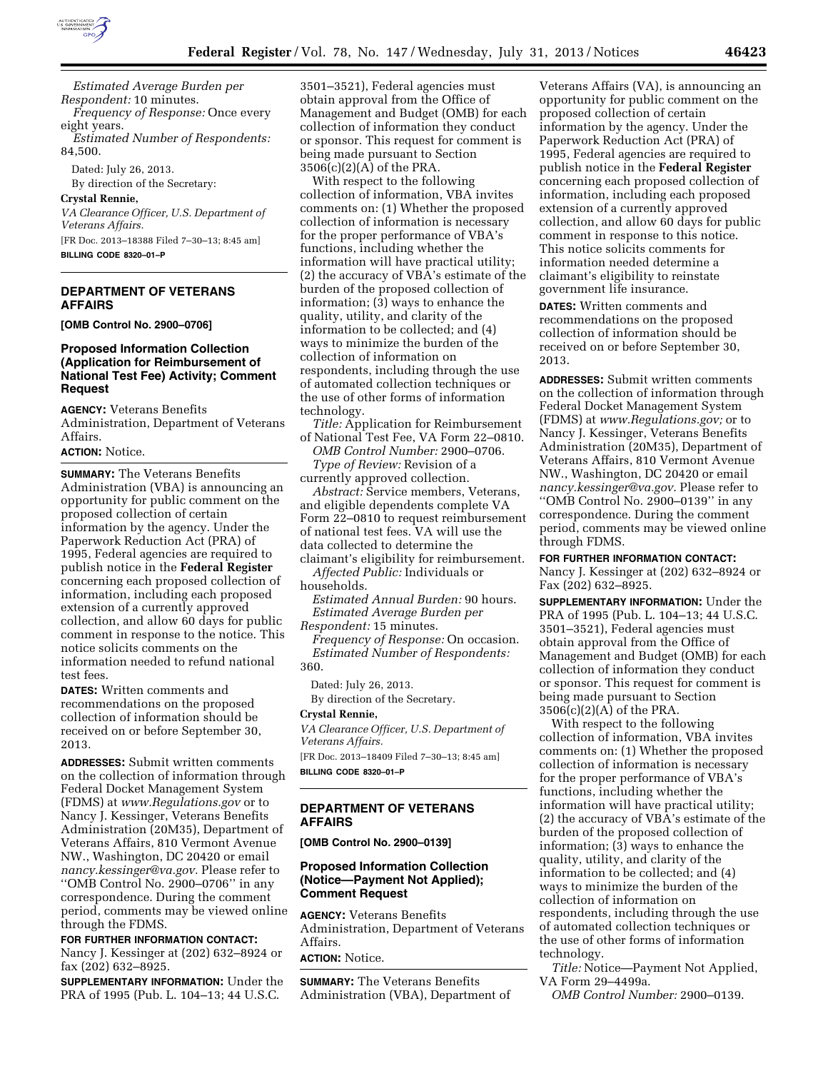*Estimated Average Burden per Respondent:* 10 minutes.

*Frequency of Response:* Once every eight years.

*Estimated Number of Respondents:* 84,500.

Dated: July 26, 2013.

By direction of the Secretary:

**Crystal Rennie,**

*VA Clearance Officer, U.S. Department of Veterans Affairs.*

[FR Doc. 2013–18388 Filed 7–30–13; 8:45 am]

**BILLING CODE 8320–01–P**

---

## DEPARTMENT OF VETERANS AFFAIRS

**[OMB Control No. 2900–0706]**

### Proposed Information Collection (Application for Reimbursement of National Test Fee) Activity; Comment Request

**AGENCY:** Veterans Benefits Administration, Department of Veterans Affairs.

**ACTION:** Notice.

**SUMMARY:** The Veterans Benefits Administration (VBA) is announcing an opportunity for public comment on the proposed collection of certain information by the agency. Under the Paperwork Reduction Act (PRA) of 1995, Federal agencies are required to publish notice in the **Federal Register** concerning each proposed collection of information, including each proposed extension of a currently approved collection, and allow 60 days for public comment in response to the notice. This notice solicits comments on the information needed to refund national test fees.

**DATES:** Written comments and recommendations on the proposed collection of information should be received on or before September 30, 2013.

**ADDRESSES:** Submit written comments on the collection of information through Federal Docket Management System (FDMS) at *www.Regulations.gov* or to Nancy J. Kessinger, Veterans Benefits Administration (20M35), Department of Veterans Affairs, 810 Vermont Avenue NW., Washington, DC 20420 or email *nancy.kessinger@va.gov.* Please refer to ''OMB Control No. 2900–0706'' in any correspondence. During the comment period, comments may be viewed online through the FDMS.

**FOR FURTHER INFORMATION CONTACT:** Nancy J. Kessinger at (202) 632–8924 or fax (202) 632–8925.

**SUPPLEMENTARY INFORMATION:** Under the PRA of 1995 (Pub. L. 104–13; 44 U.S.C. 3501–3521), Federal agencies must obtain approval from the Office of Management and Budget (OMB) for each collection of information they conduct or sponsor. This request for comment is being made pursuant to Section 3506(c)(2)(A) of the PRA.

With respect to the following collection of information, VBA invites comments on: (1) Whether the proposed collection of information is necessary for the proper performance of VBA's functions, including whether the information will have practical utility; (2) the accuracy of VBA's estimate of the burden of the proposed collection of information; (3) ways to enhance the quality, utility, and clarity of the information to be collected; and (4) ways to minimize the burden of the collection of information on respondents, including through the use of automated collection techniques or the use of other forms of information technology.

*Title:* Application for Reimbursement of National Test Fee, VA Form 22–0810.

*OMB Control Number:* 2900–0706.

*Type of Review:* Revision of a currently approved collection.

*Abstract:* Service members, Veterans, and eligible dependents complete VA Form 22–0810 to request reimbursement of national test fees. VA will use the data collected to determine the claimant's eligibility for reimbursement.

*Affected Public:* Individuals or households.

*Estimated Annual Burden:* 90 hours.

*Estimated Average Burden per Respondent:* 15 minutes.

*Frequency of Response:* On occasion.

*Estimated Number of Respondents:* 360.

Dated: July 26, 2013.

By direction of the Secretary.

**Crystal Rennie,**

*VA Clearance Officer, U.S. Department of Veterans Affairs.*

[FR Doc. 2013–18409 Filed 7–30–13; 8:45 am]

**BILLING CODE 8320–01–P**

---

## DEPARTMENT OF VETERANS AFFAIRS

**[OMB Control No. 2900–0139]**

### Proposed Information Collection (Notice—Payment Not Applied); Comment Request

**AGENCY:** Veterans Benefits Administration, Department of Veterans Affairs.

**ACTION:** Notice.

**SUMMARY:** The Veterans Benefits Administration (VBA), Department of Veterans Affairs (VA), is announcing an opportunity for public comment on the proposed collection of certain information by the agency. Under the Paperwork Reduction Act (PRA) of 1995, Federal agencies are required to publish notice in the **Federal Register** concerning each proposed collection of information, including each proposed extension of a currently approved collection, and allow 60 days for public comment in response to this notice. This notice solicits comments for information needed determine a claimant's eligibility to reinstate government life insurance.

**DATES:** Written comments and recommendations on the proposed collection of information should be received on or before September 30, 2013.

**ADDRESSES:** Submit written comments on the collection of information through Federal Docket Management System (FDMS) at *www.Regulations.gov;* or to Nancy J. Kessinger, Veterans Benefits Administration (20M35), Department of Veterans Affairs, 810 Vermont Avenue NW., Washington, DC 20420 or email *nancy.kessinger@va.gov*. Please refer to ''OMB Control No. 2900–0139'' in any correspondence. During the comment period, comments may be viewed online through FDMS.

**FOR FURTHER INFORMATION CONTACT:** Nancy J. Kessinger at (202) 632–8924 or Fax (202) 632–8925.

**SUPPLEMENTARY INFORMATION:** Under the PRA of 1995 (Pub. L. 104–13; 44 U.S.C. 3501–3521), Federal agencies must obtain approval from the Office of Management and Budget (OMB) for each collection of information they conduct or sponsor. This request for comment is being made pursuant to Section 3506(c)(2)(A) of the PRA.

With respect to the following collection of information, VBA invites comments on: (1) Whether the proposed collection of information is necessary for the proper performance of VBA's functions, including whether the information will have practical utility; (2) the accuracy of VBA's estimate of the burden of the proposed collection of information; (3) ways to enhance the quality, utility, and clarity of the information to be collected; and (4) ways to minimize the burden of the collection of information on respondents, including through the use of automated collection techniques or the use of other forms of information technology.

*Title:* Notice—Payment Not Applied, VA Form 29–4499a.

*OMB Control Number:* 2900–0139.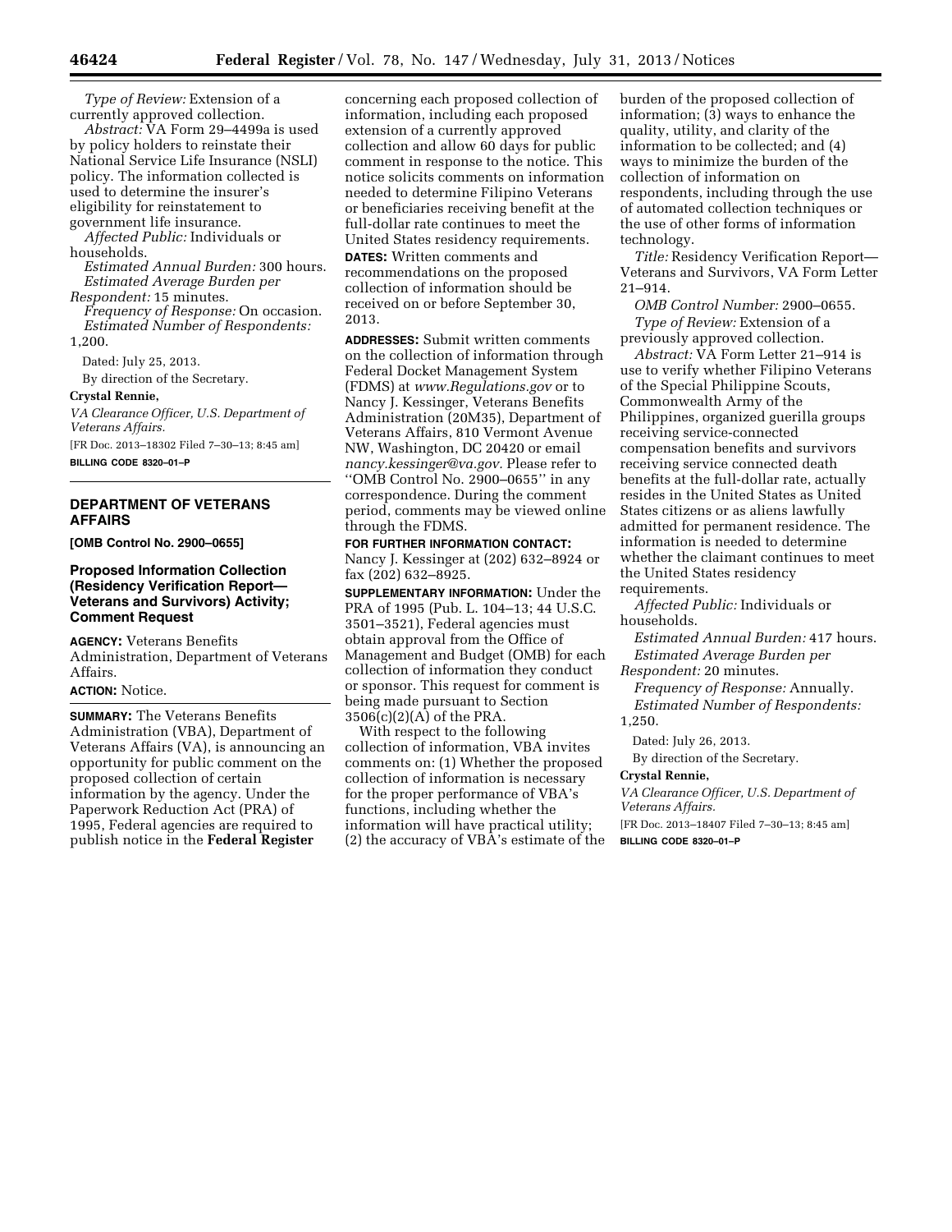*Type of Review:* Extension of a currently approved collection.

*Abstract:* VA Form 29–4499a is used by policy holders to reinstate their National Service Life Insurance (NSLI) policy. The information collected is used to determine the insurer's eligibility for reinstatement to government life insurance.

*Affected Public:* Individuals or households.

*Estimated Annual Burden:* 300 hours.

*Estimated Average Burden per Respondent:* 15 minutes.

*Frequency of Response:* On occasion.

*Estimated Number of Respondents:* 1,200.

Dated: July 25, 2013.

By direction of the Secretary.

**Crystal Rennie,**

*VA Clearance Officer, U.S. Department of Veterans Affairs.*

[FR Doc. 2013–18302 Filed 7–30–13; 8:45 am]

**BILLING CODE 8320–01–P**

---

## DEPARTMENT OF VETERANS AFFAIRS

**[OMB Control No. 2900–0655]**

### Proposed Information Collection (Residency Verification Report—Veterans and Survivors) Activity; Comment Request

**AGENCY:** Veterans Benefits Administration, Department of Veterans Affairs.

**ACTION:** Notice.

**SUMMARY:** The Veterans Benefits Administration (VBA), Department of Veterans Affairs (VA), is announcing an opportunity for public comment on the proposed collection of certain information by the agency. Under the Paperwork Reduction Act (PRA) of 1995, Federal agencies are required to publish notice in the **Federal Register** concerning each proposed collection of information, including each proposed extension of a currently approved collection and allow 60 days for public comment in response to the notice. This notice solicits comments on information needed to determine Filipino Veterans or beneficiaries receiving benefit at the full-dollar rate continues to meet the United States residency requirements.

**DATES:** Written comments and recommendations on the proposed collection of information should be received on or before September 30, 2013.

**ADDRESSES:** Submit written comments on the collection of information through Federal Docket Management System (FDMS) at *www.Regulations.gov* or to Nancy J. Kessinger, Veterans Benefits Administration (20M35), Department of Veterans Affairs, 810 Vermont Avenue NW, Washington, DC 20420 or email *nancy.kessinger@va.gov.* Please refer to ''OMB Control No. 2900–0655'' in any correspondence. During the comment period, comments may be viewed online through the FDMS.

**FOR FURTHER INFORMATION CONTACT:** Nancy J. Kessinger at (202) 632–8924 or fax (202) 632–8925.

**SUPPLEMENTARY INFORMATION:** Under the PRA of 1995 (Pub. L. 104–13; 44 U.S.C. 3501–3521), Federal agencies must obtain approval from the Office of Management and Budget (OMB) for each collection of information they conduct or sponsor. This request for comment is being made pursuant to Section 3506(c)(2)(A) of the PRA.

With respect to the following collection of information, VBA invites comments on: (1) Whether the proposed collection of information is necessary for the proper performance of VBA's functions, including whether the information will have practical utility; (2) the accuracy of VBA's estimate of the burden of the proposed collection of information; (3) ways to enhance the quality, utility, and clarity of the information to be collected; and (4) ways to minimize the burden of the collection of information on respondents, including through the use of automated collection techniques or the use of other forms of information technology.

*Title:* Residency Verification Report—Veterans and Survivors, VA Form Letter 21–914.

*OMB Control Number:* 2900–0655.

*Type of Review:* Extension of a previously approved collection.

*Abstract:* VA Form Letter 21–914 is use to verify whether Filipino Veterans of the Special Philippine Scouts, Commonwealth Army of the Philippines, organized guerilla groups receiving service-connected compensation benefits and survivors receiving service connected death benefits at the full-dollar rate, actually resides in the United States as United States citizens or as aliens lawfully admitted for permanent residence. The information is needed to determine whether the claimant continues to meet the United States residency requirements.

*Affected Public:* Individuals or households.

*Estimated Annual Burden:* 417 hours.

*Estimated Average Burden per Respondent:* 20 minutes.

*Frequency of Response:* Annually.

*Estimated Number of Respondents:* 1,250.

Dated: July 26, 2013.

By direction of the Secretary.

**Crystal Rennie,**

*VA Clearance Officer, U.S. Department of Veterans Affairs.*

[FR Doc. 2013–18407 Filed 7–30–13; 8:45 am]

**BILLING CODE 8320–01–P**